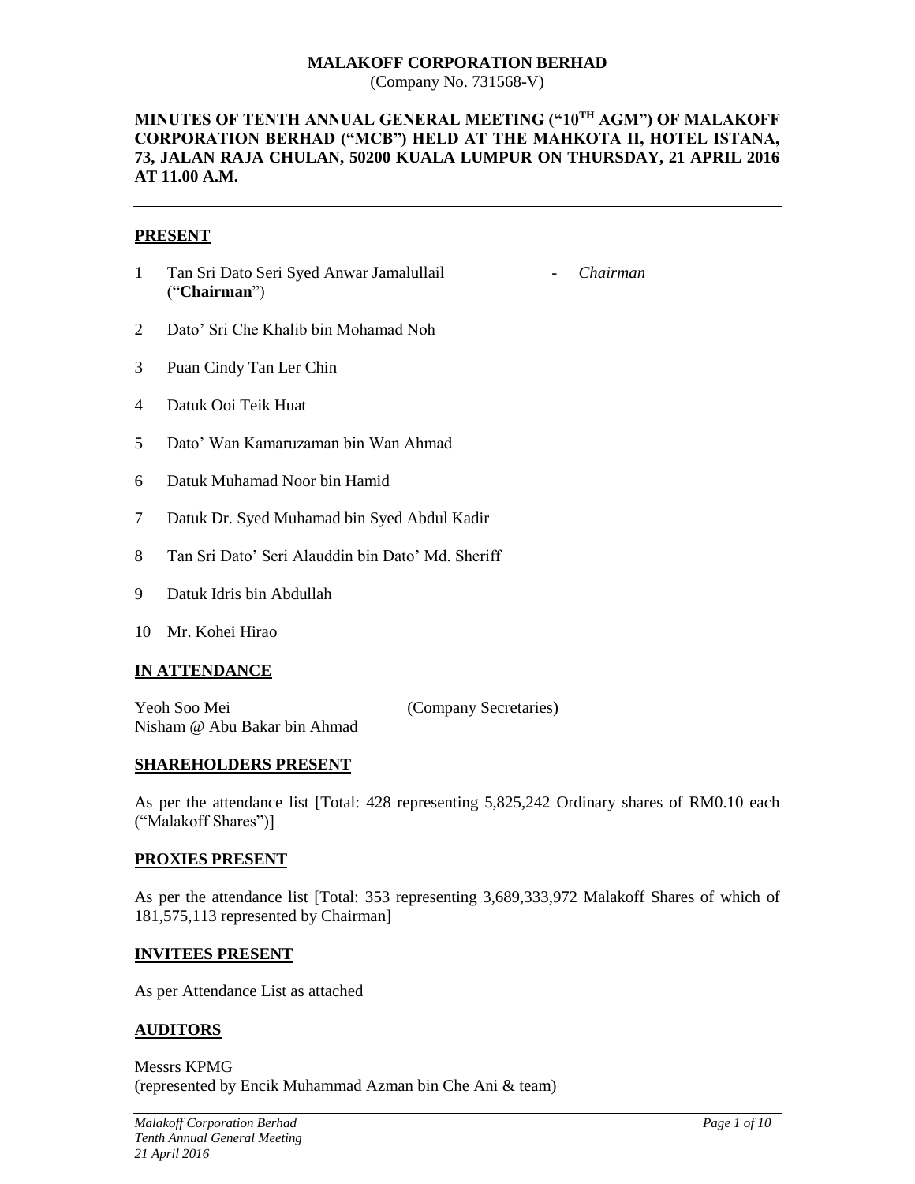**MALAKOFF CORPORATION BERHAD**
(Company No. 731568-V)

**MINUTES OF TENTH ANNUAL GENERAL MEETING ("10TH AGM") OF MALAKOFF CORPORATION BERHAD ("MCB") HELD AT THE MAHKOTA II, HOTEL ISTANA, 73, JALAN RAJA CHULAN, 50200 KUALA LUMPUR ON THURSDAY, 21 APRIL 2016 AT 11.00 A.M.**

---

**PRESENT**

1. Tan Sri Dato Seri Syed Anwar Jamalullail ("**Chairman**") - *Chairman*
2. Dato' Sri Che Khalib bin Mohamad Noh
3. Puan Cindy Tan Ler Chin
4. Datuk Ooi Teik Huat
5. Dato' Wan Kamaruzaman bin Wan Ahmad
6. Datuk Muhamad Noor bin Hamid
7. Datuk Dr. Syed Muhamad bin Syed Abdul Kadir
8. Tan Sri Dato' Seri Alauddin bin Dato' Md. Sheriff
9. Datuk Idris bin Abdullah
10. Mr. Kohei Hirao

**IN ATTENDANCE**

Yeoh Soo Mei (Company Secretaries)
Nisham @ Abu Bakar bin Ahmad

**SHAREHOLDERS PRESENT**

As per the attendance list [Total: 428 representing 5,825,242 Ordinary shares of RM0.10 each ("Malakoff Shares")]

**PROXIES PRESENT**

As per the attendance list [Total: 353 representing 3,689,333,972 Malakoff Shares of which of 181,575,113 represented by Chairman]

**INVITEES PRESENT**

As per Attendance List as attached

**AUDITORS**

Messrs KPMG
(represented by Encik Muhammad Azman bin Che Ani & team)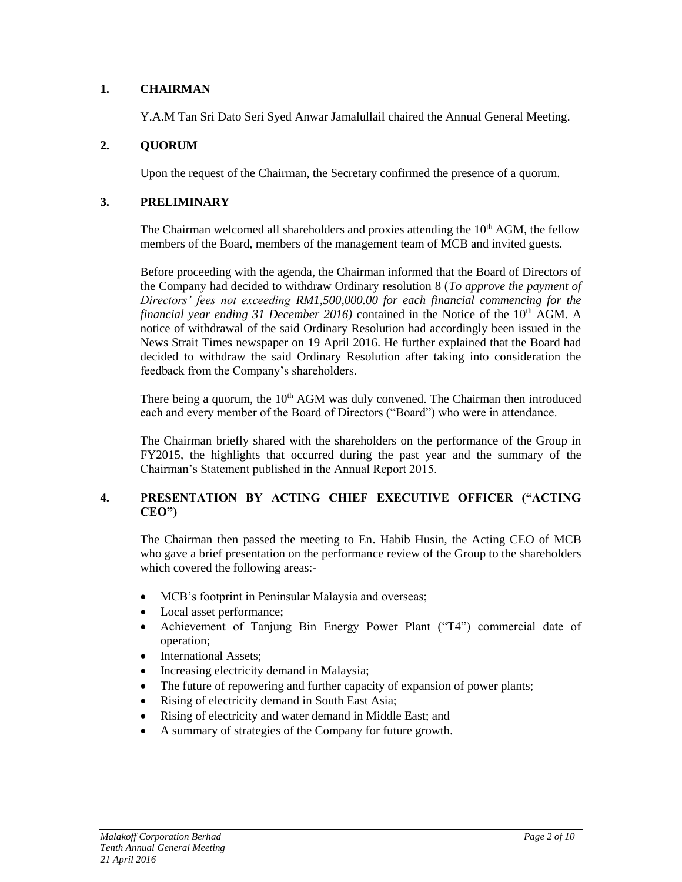## 1. CHAIRMAN

Y.A.M Tan Sri Dato Seri Syed Anwar Jamalullail chaired the Annual General Meeting.

## 2. QUORUM

Upon the request of the Chairman, the Secretary confirmed the presence of a quorum.

## 3. PRELIMINARY

The Chairman welcomed all shareholders and proxies attending the 10th AGM, the fellow members of the Board, members of the management team of MCB and invited guests.

Before proceeding with the agenda, the Chairman informed that the Board of Directors of the Company had decided to withdraw Ordinary resolution 8 (*To approve the payment of Directors' fees not exceeding RM1,500,000.00 for each financial commencing for the financial year ending 31 December 2016)* contained in the Notice of the 10th AGM. A notice of withdrawal of the said Ordinary Resolution had accordingly been issued in the News Strait Times newspaper on 19 April 2016. He further explained that the Board had decided to withdraw the said Ordinary Resolution after taking into consideration the feedback from the Company's shareholders.

There being a quorum, the 10th AGM was duly convened. The Chairman then introduced each and every member of the Board of Directors ("Board") who were in attendance.

The Chairman briefly shared with the shareholders on the performance of the Group in FY2015, the highlights that occurred during the past year and the summary of the Chairman's Statement published in the Annual Report 2015.

## 4. PRESENTATION BY ACTING CHIEF EXECUTIVE OFFICER ("ACTING CEO")

The Chairman then passed the meeting to En. Habib Husin, the Acting CEO of MCB who gave a brief presentation on the performance review of the Group to the shareholders which covered the following areas:-

- MCB's footprint in Peninsular Malaysia and overseas;
- Local asset performance;
- Achievement of Tanjung Bin Energy Power Plant ("T4") commercial date of operation;
- International Assets;
- Increasing electricity demand in Malaysia;
- The future of repowering and further capacity of expansion of power plants;
- Rising of electricity demand in South East Asia;
- Rising of electricity and water demand in Middle East; and
- A summary of strategies of the Company for future growth.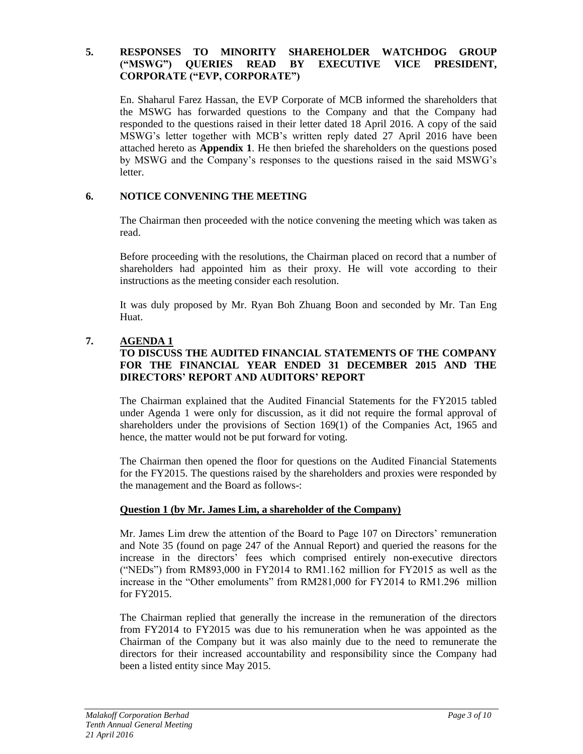## 5. RESPONSES TO MINORITY SHAREHOLDER WATCHDOG GROUP ("MSWG") QUERIES READ BY EXECUTIVE VICE PRESIDENT, CORPORATE ("EVP, CORPORATE")

En. Shaharul Farez Hassan, the EVP Corporate of MCB informed the shareholders that the MSWG has forwarded questions to the Company and that the Company had responded to the questions raised in their letter dated 18 April 2016. A copy of the said MSWG's letter together with MCB's written reply dated 27 April 2016 have been attached hereto as **Appendix 1**. He then briefed the shareholders on the questions posed by MSWG and the Company's responses to the questions raised in the said MSWG's letter.

## 6. NOTICE CONVENING THE MEETING

The Chairman then proceeded with the notice convening the meeting which was taken as read.

Before proceeding with the resolutions, the Chairman placed on record that a number of shareholders had appointed him as their proxy. He will vote according to their instructions as the meeting consider each resolution.

It was duly proposed by Mr. Ryan Boh Zhuang Boon and seconded by Mr. Tan Eng Huat.

## 7. AGENDA 1

**TO DISCUSS THE AUDITED FINANCIAL STATEMENTS OF THE COMPANY FOR THE FINANCIAL YEAR ENDED 31 DECEMBER 2015 AND THE DIRECTORS' REPORT AND AUDITORS' REPORT**

The Chairman explained that the Audited Financial Statements for the FY2015 tabled under Agenda 1 were only for discussion, as it did not require the formal approval of shareholders under the provisions of Section 169(1) of the Companies Act, 1965 and hence, the matter would not be put forward for voting.

The Chairman then opened the floor for questions on the Audited Financial Statements for the FY2015. The questions raised by the shareholders and proxies were responded by the management and the Board as follows-:

**Question 1 (by Mr. James Lim, a shareholder of the Company)**

Mr. James Lim drew the attention of the Board to Page 107 on Directors' remuneration and Note 35 (found on page 247 of the Annual Report) and queried the reasons for the increase in the directors' fees which comprised entirely non-executive directors ("NEDs") from RM893,000 in FY2014 to RM1.162 million for FY2015 as well as the increase in the "Other emoluments" from RM281,000 for FY2014 to RM1.296 million for FY2015.

The Chairman replied that generally the increase in the remuneration of the directors from FY2014 to FY2015 was due to his remuneration when he was appointed as the Chairman of the Company but it was also mainly due to the need to remunerate the directors for their increased accountability and responsibility since the Company had been a listed entity since May 2015.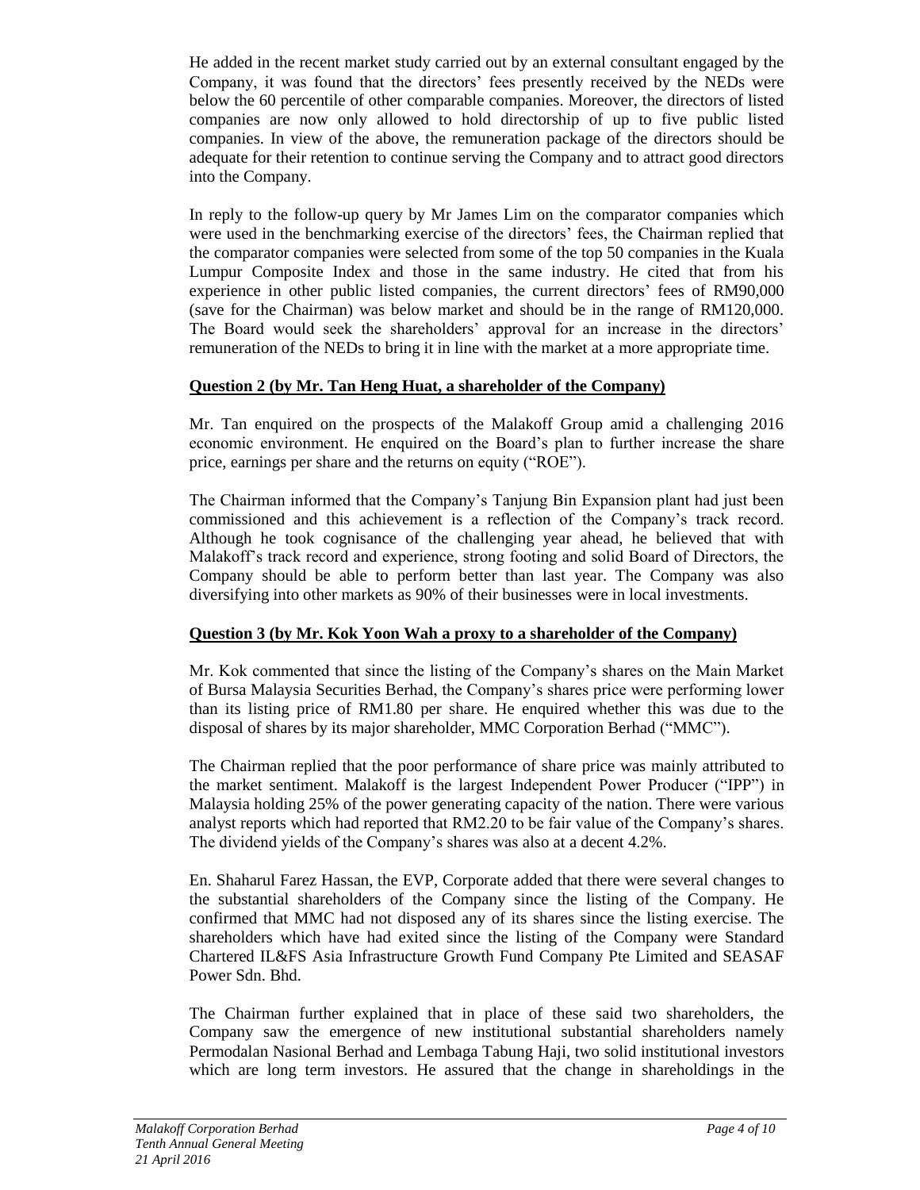He added in the recent market study carried out by an external consultant engaged by the Company, it was found that the directors' fees presently received by the NEDs were below the 60 percentile of other comparable companies. Moreover, the directors of listed companies are now only allowed to hold directorship of up to five public listed companies. In view of the above, the remuneration package of the directors should be adequate for their retention to continue serving the Company and to attract good directors into the Company.

In reply to the follow-up query by Mr James Lim on the comparator companies which were used in the benchmarking exercise of the directors' fees, the Chairman replied that the comparator companies were selected from some of the top 50 companies in the Kuala Lumpur Composite Index and those in the same industry. He cited that from his experience in other public listed companies, the current directors' fees of RM90,000 (save for the Chairman) was below market and should be in the range of RM120,000. The Board would seek the shareholders' approval for an increase in the directors' remuneration of the NEDs to bring it in line with the market at a more appropriate time.

**Question 2 (by Mr. Tan Heng Huat, a shareholder of the Company)**

Mr. Tan enquired on the prospects of the Malakoff Group amid a challenging 2016 economic environment. He enquired on the Board's plan to further increase the share price, earnings per share and the returns on equity ("ROE").

The Chairman informed that the Company's Tanjung Bin Expansion plant had just been commissioned and this achievement is a reflection of the Company's track record. Although he took cognisance of the challenging year ahead, he believed that with Malakoff's track record and experience, strong footing and solid Board of Directors, the Company should be able to perform better than last year. The Company was also diversifying into other markets as 90% of their businesses were in local investments.

**Question 3 (by Mr. Kok Yoon Wah a proxy to a shareholder of the Company)**

Mr. Kok commented that since the listing of the Company's shares on the Main Market of Bursa Malaysia Securities Berhad, the Company's shares price were performing lower than its listing price of RM1.80 per share. He enquired whether this was due to the disposal of shares by its major shareholder, MMC Corporation Berhad ("MMC").

The Chairman replied that the poor performance of share price was mainly attributed to the market sentiment. Malakoff is the largest Independent Power Producer ("IPP") in Malaysia holding 25% of the power generating capacity of the nation. There were various analyst reports which had reported that RM2.20 to be fair value of the Company's shares. The dividend yields of the Company's shares was also at a decent 4.2%.

En. Shaharul Farez Hassan, the EVP, Corporate added that there were several changes to the substantial shareholders of the Company since the listing of the Company. He confirmed that MMC had not disposed any of its shares since the listing exercise. The shareholders which have had exited since the listing of the Company were Standard Chartered IL&FS Asia Infrastructure Growth Fund Company Pte Limited and SEASAF Power Sdn. Bhd.

The Chairman further explained that in place of these said two shareholders, the Company saw the emergence of new institutional substantial shareholders namely Permodalan Nasional Berhad and Lembaga Tabung Haji, two solid institutional investors which are long term investors. He assured that the change in shareholdings in the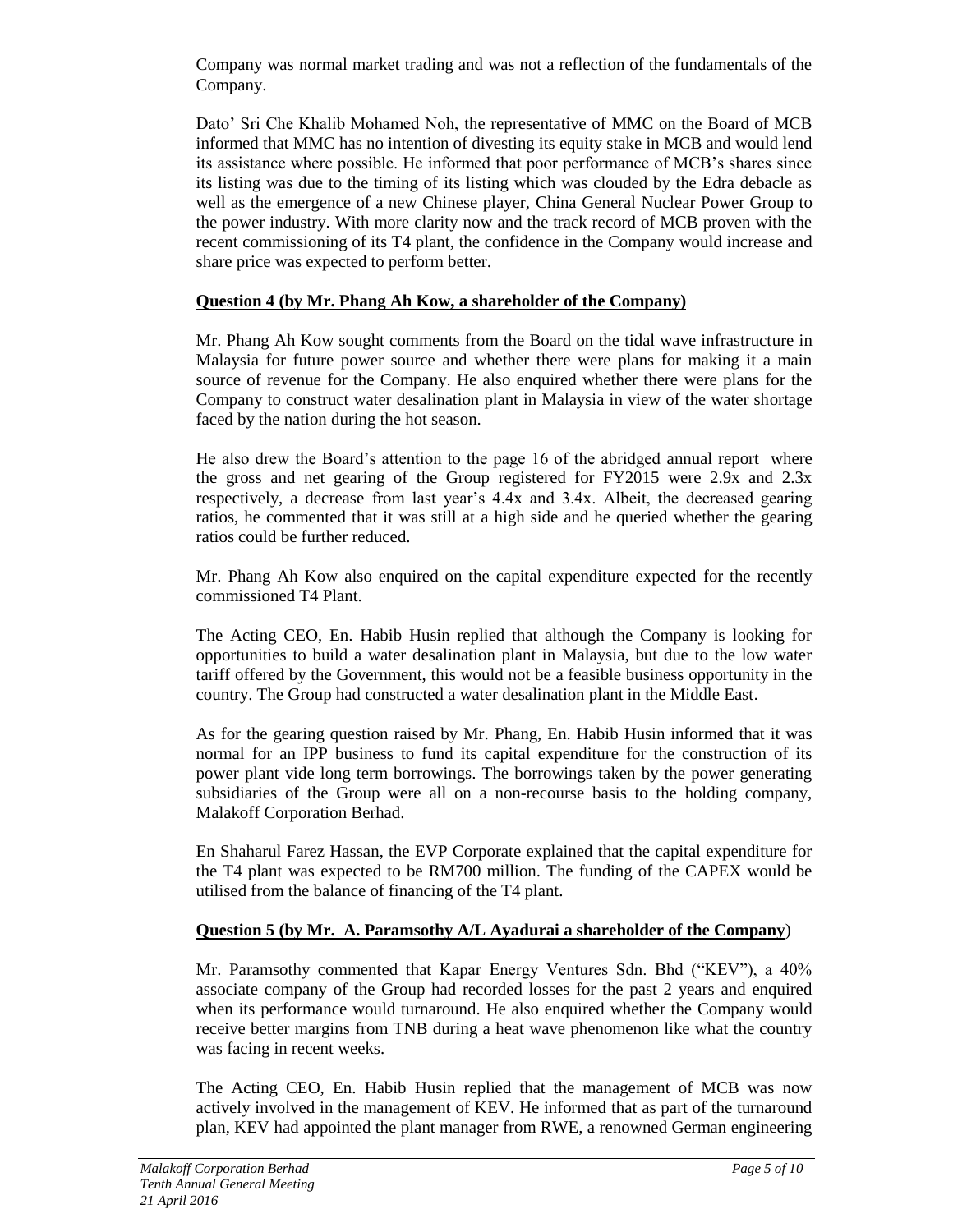Company was normal market trading and was not a reflection of the fundamentals of the Company.

Dato' Sri Che Khalib Mohamed Noh, the representative of MMC on the Board of MCB informed that MMC has no intention of divesting its equity stake in MCB and would lend its assistance where possible. He informed that poor performance of MCB's shares since its listing was due to the timing of its listing which was clouded by the Edra debacle as well as the emergence of a new Chinese player, China General Nuclear Power Group to the power industry. With more clarity now and the track record of MCB proven with the recent commissioning of its T4 plant, the confidence in the Company would increase and share price was expected to perform better.

**<u>Question 4 (by Mr. Phang Ah Kow, a shareholder of the Company)</u>**

Mr. Phang Ah Kow sought comments from the Board on the tidal wave infrastructure in Malaysia for future power source and whether there were plans for making it a main source of revenue for the Company. He also enquired whether there were plans for the Company to construct water desalination plant in Malaysia in view of the water shortage faced by the nation during the hot season.

He also drew the Board's attention to the page 16 of the abridged annual report where the gross and net gearing of the Group registered for FY2015 were 2.9x and 2.3x respectively, a decrease from last year's 4.4x and 3.4x. Albeit, the decreased gearing ratios, he commented that it was still at a high side and he queried whether the gearing ratios could be further reduced.

Mr. Phang Ah Kow also enquired on the capital expenditure expected for the recently commissioned T4 Plant.

The Acting CEO, En. Habib Husin replied that although the Company is looking for opportunities to build a water desalination plant in Malaysia, but due to the low water tariff offered by the Government, this would not be a feasible business opportunity in the country. The Group had constructed a water desalination plant in the Middle East.

As for the gearing question raised by Mr. Phang, En. Habib Husin informed that it was normal for an IPP business to fund its capital expenditure for the construction of its power plant vide long term borrowings. The borrowings taken by the power generating subsidiaries of the Group were all on a non-recourse basis to the holding company, Malakoff Corporation Berhad.

En Shaharul Farez Hassan, the EVP Corporate explained that the capital expenditure for the T4 plant was expected to be RM700 million. The funding of the CAPEX would be utilised from the balance of financing of the T4 plant.

**<u>Question 5 (by Mr. A. Paramsothy A/L Ayadurai a shareholder of the Company</u>)**

Mr. Paramsothy commented that Kapar Energy Ventures Sdn. Bhd ("KEV"), a 40% associate company of the Group had recorded losses for the past 2 years and enquired when its performance would turnaround. He also enquired whether the Company would receive better margins from TNB during a heat wave phenomenon like what the country was facing in recent weeks.

The Acting CEO, En. Habib Husin replied that the management of MCB was now actively involved in the management of KEV. He informed that as part of the turnaround plan, KEV had appointed the plant manager from RWE, a renowned German engineering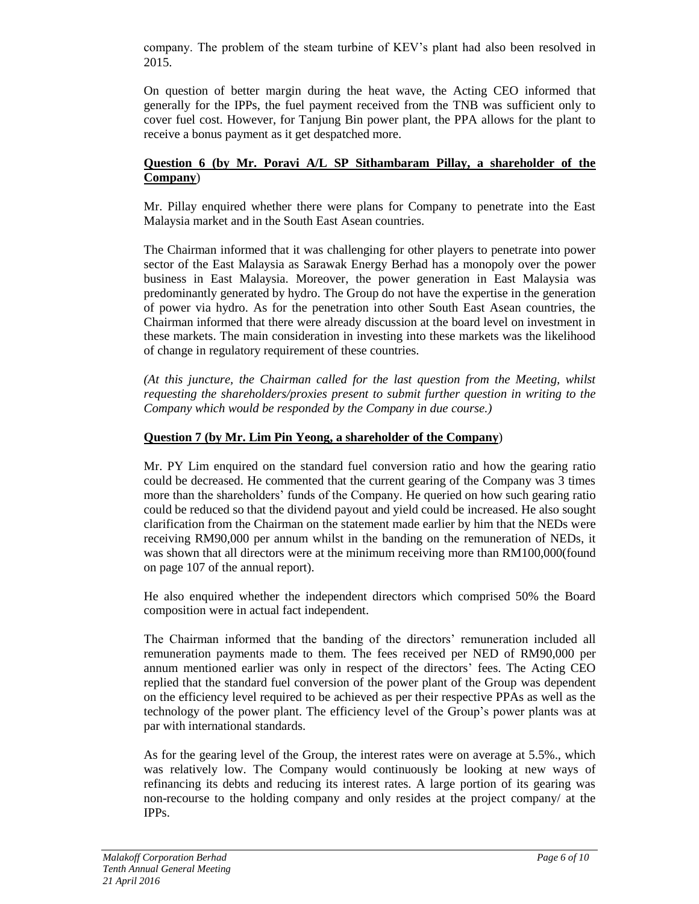company. The problem of the steam turbine of KEV's plant had also been resolved in 2015.

On question of better margin during the heat wave, the Acting CEO informed that generally for the IPPs, the fuel payment received from the TNB was sufficient only to cover fuel cost. However, for Tanjung Bin power plant, the PPA allows for the plant to receive a bonus payment as it get despatched more.

**<u>Question 6 (by Mr. Poravi A/L SP Sithambaram Pillay, a shareholder of the Company</u>)**

Mr. Pillay enquired whether there were plans for Company to penetrate into the East Malaysia market and in the South East Asean countries.

The Chairman informed that it was challenging for other players to penetrate into power sector of the East Malaysia as Sarawak Energy Berhad has a monopoly over the power business in East Malaysia. Moreover, the power generation in East Malaysia was predominantly generated by hydro. The Group do not have the expertise in the generation of power via hydro. As for the penetration into other South East Asean countries, the Chairman informed that there were already discussion at the board level on investment in these markets. The main consideration in investing into these markets was the likelihood of change in regulatory requirement of these countries.

*(At this juncture, the Chairman called for the last question from the Meeting, whilst requesting the shareholders/proxies present to submit further question in writing to the Company which would be responded by the Company in due course.)*

**<u>Question 7 (by Mr. Lim Pin Yeong, a shareholder of the Company</u>)**

Mr. PY Lim enquired on the standard fuel conversion ratio and how the gearing ratio could be decreased. He commented that the current gearing of the Company was 3 times more than the shareholders' funds of the Company. He queried on how such gearing ratio could be reduced so that the dividend payout and yield could be increased. He also sought clarification from the Chairman on the statement made earlier by him that the NEDs were receiving RM90,000 per annum whilst in the banding on the remuneration of NEDs, it was shown that all directors were at the minimum receiving more than RM100,000(found on page 107 of the annual report).

He also enquired whether the independent directors which comprised 50% the Board composition were in actual fact independent.

The Chairman informed that the banding of the directors' remuneration included all remuneration payments made to them. The fees received per NED of RM90,000 per annum mentioned earlier was only in respect of the directors' fees. The Acting CEO replied that the standard fuel conversion of the power plant of the Group was dependent on the efficiency level required to be achieved as per their respective PPAs as well as the technology of the power plant. The efficiency level of the Group's power plants was at par with international standards.

As for the gearing level of the Group, the interest rates were on average at 5.5%., which was relatively low. The Company would continuously be looking at new ways of refinancing its debts and reducing its interest rates. A large portion of its gearing was non-recourse to the holding company and only resides at the project company/ at the IPPs.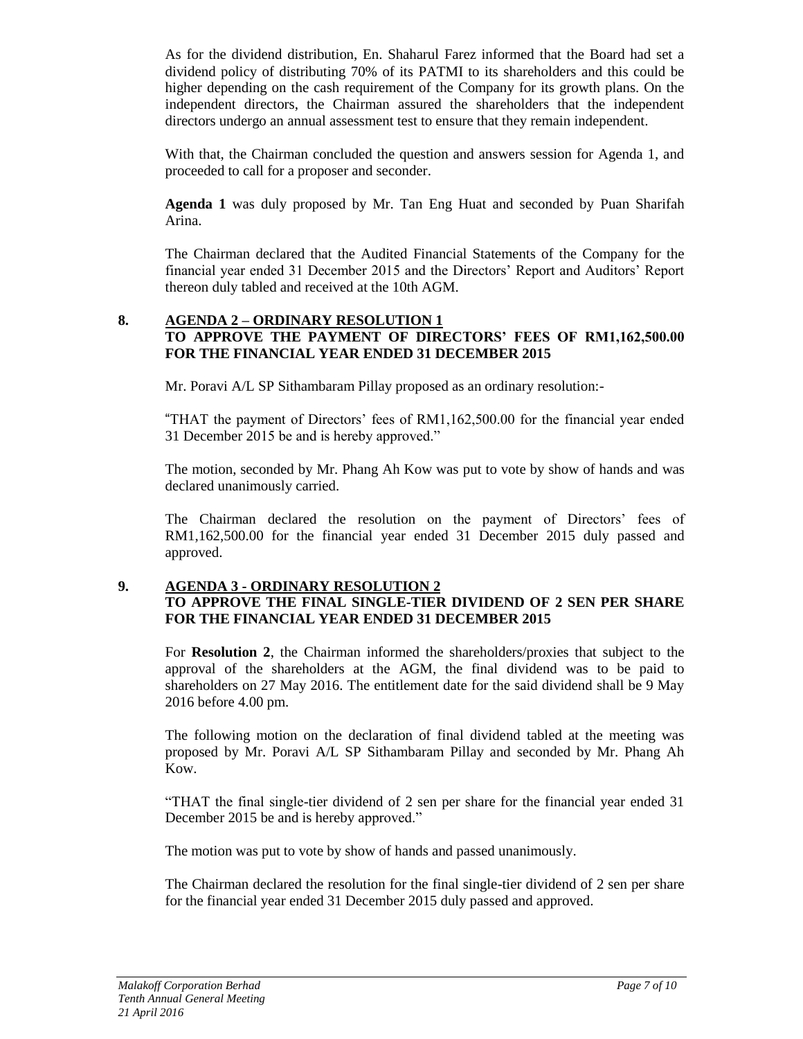As for the dividend distribution, En. Shaharul Farez informed that the Board had set a dividend policy of distributing 70% of its PATMI to its shareholders and this could be higher depending on the cash requirement of the Company for its growth plans. On the independent directors, the Chairman assured the shareholders that the independent directors undergo an annual assessment test to ensure that they remain independent.

With that, the Chairman concluded the question and answers session for Agenda 1, and proceeded to call for a proposer and seconder.

**Agenda 1** was duly proposed by Mr. Tan Eng Huat and seconded by Puan Sharifah Arina.

The Chairman declared that the Audited Financial Statements of the Company for the financial year ended 31 December 2015 and the Directors' Report and Auditors' Report thereon duly tabled and received at the 10th AGM.

**8. AGENDA 2 – ORDINARY RESOLUTION 1**
**TO APPROVE THE PAYMENT OF DIRECTORS' FEES OF RM1,162,500.00 FOR THE FINANCIAL YEAR ENDED 31 DECEMBER 2015**

Mr. Poravi A/L SP Sithambaram Pillay proposed as an ordinary resolution:-

"THAT the payment of Directors' fees of RM1,162,500.00 for the financial year ended 31 December 2015 be and is hereby approved."

The motion, seconded by Mr. Phang Ah Kow was put to vote by show of hands and was declared unanimously carried.

The Chairman declared the resolution on the payment of Directors' fees of RM1,162,500.00 for the financial year ended 31 December 2015 duly passed and approved.

**9. AGENDA 3 - ORDINARY RESOLUTION 2**
**TO APPROVE THE FINAL SINGLE-TIER DIVIDEND OF 2 SEN PER SHARE FOR THE FINANCIAL YEAR ENDED 31 DECEMBER 2015**

For **Resolution 2**, the Chairman informed the shareholders/proxies that subject to the approval of the shareholders at the AGM, the final dividend was to be paid to shareholders on 27 May 2016. The entitlement date for the said dividend shall be 9 May 2016 before 4.00 pm.

The following motion on the declaration of final dividend tabled at the meeting was proposed by Mr. Poravi A/L SP Sithambaram Pillay and seconded by Mr. Phang Ah Kow.

"THAT the final single-tier dividend of 2 sen per share for the financial year ended 31 December 2015 be and is hereby approved."

The motion was put to vote by show of hands and passed unanimously.

The Chairman declared the resolution for the final single-tier dividend of 2 sen per share for the financial year ended 31 December 2015 duly passed and approved.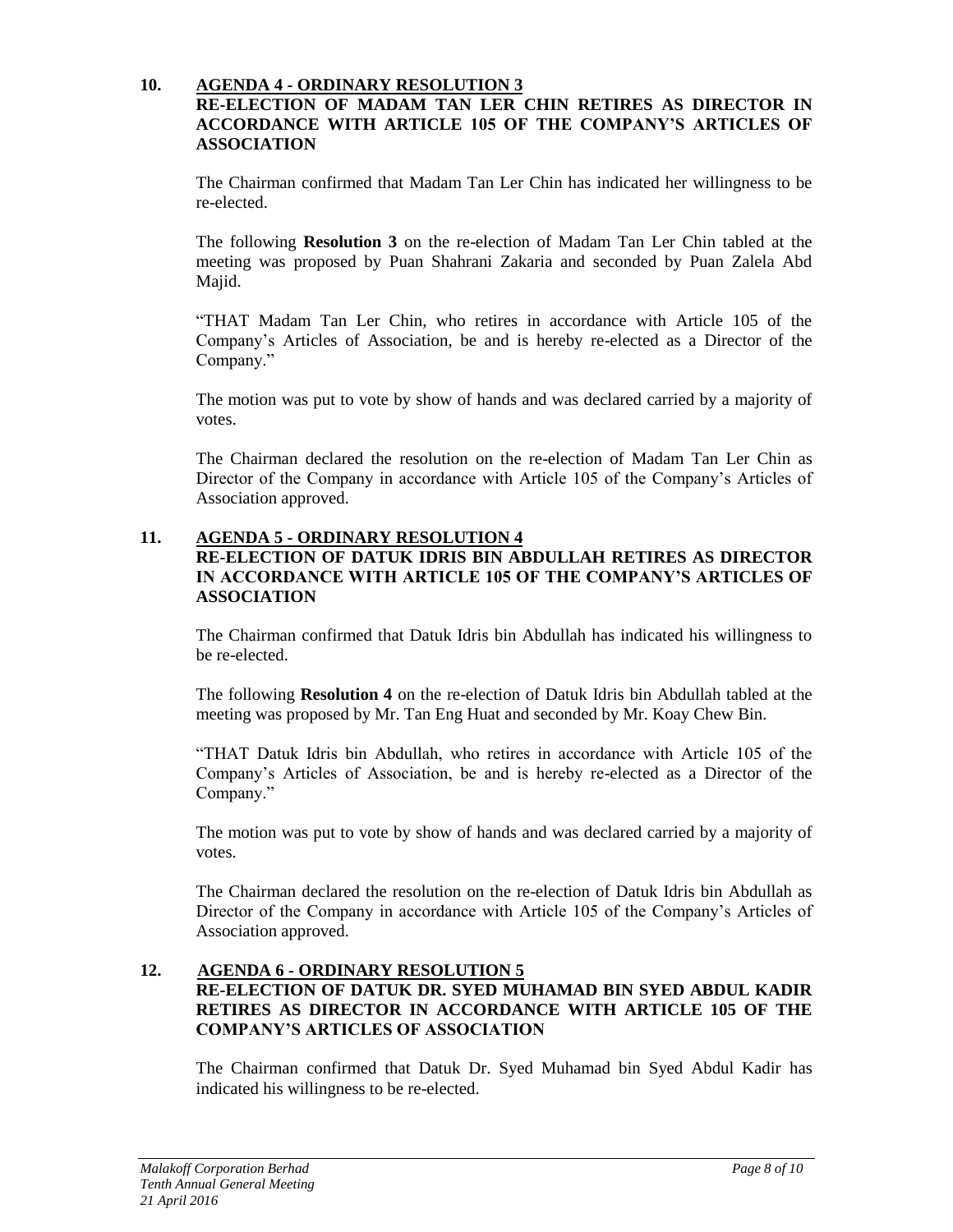**10. AGENDA 4 - ORDINARY RESOLUTION 3**
**RE-ELECTION OF MADAM TAN LER CHIN RETIRES AS DIRECTOR IN ACCORDANCE WITH ARTICLE 105 OF THE COMPANY'S ARTICLES OF ASSOCIATION**

The Chairman confirmed that Madam Tan Ler Chin has indicated her willingness to be re-elected.

The following **Resolution 3** on the re-election of Madam Tan Ler Chin tabled at the meeting was proposed by Puan Shahrani Zakaria and seconded by Puan Zalela Abd Majid.

"THAT Madam Tan Ler Chin, who retires in accordance with Article 105 of the Company's Articles of Association, be and is hereby re-elected as a Director of the Company."

The motion was put to vote by show of hands and was declared carried by a majority of votes.

The Chairman declared the resolution on the re-election of Madam Tan Ler Chin as Director of the Company in accordance with Article 105 of the Company's Articles of Association approved.

**11. AGENDA 5 - ORDINARY RESOLUTION 4**
**RE-ELECTION OF DATUK IDRIS BIN ABDULLAH RETIRES AS DIRECTOR IN ACCORDANCE WITH ARTICLE 105 OF THE COMPANY'S ARTICLES OF ASSOCIATION**

The Chairman confirmed that Datuk Idris bin Abdullah has indicated his willingness to be re-elected.

The following **Resolution 4** on the re-election of Datuk Idris bin Abdullah tabled at the meeting was proposed by Mr. Tan Eng Huat and seconded by Mr. Koay Chew Bin.

"THAT Datuk Idris bin Abdullah, who retires in accordance with Article 105 of the Company's Articles of Association, be and is hereby re-elected as a Director of the Company."

The motion was put to vote by show of hands and was declared carried by a majority of votes.

The Chairman declared the resolution on the re-election of Datuk Idris bin Abdullah as Director of the Company in accordance with Article 105 of the Company's Articles of Association approved.

**12. AGENDA 6 - ORDINARY RESOLUTION 5**
**RE-ELECTION OF DATUK DR. SYED MUHAMAD BIN SYED ABDUL KADIR RETIRES AS DIRECTOR IN ACCORDANCE WITH ARTICLE 105 OF THE COMPANY'S ARTICLES OF ASSOCIATION**

The Chairman confirmed that Datuk Dr. Syed Muhamad bin Syed Abdul Kadir has indicated his willingness to be re-elected.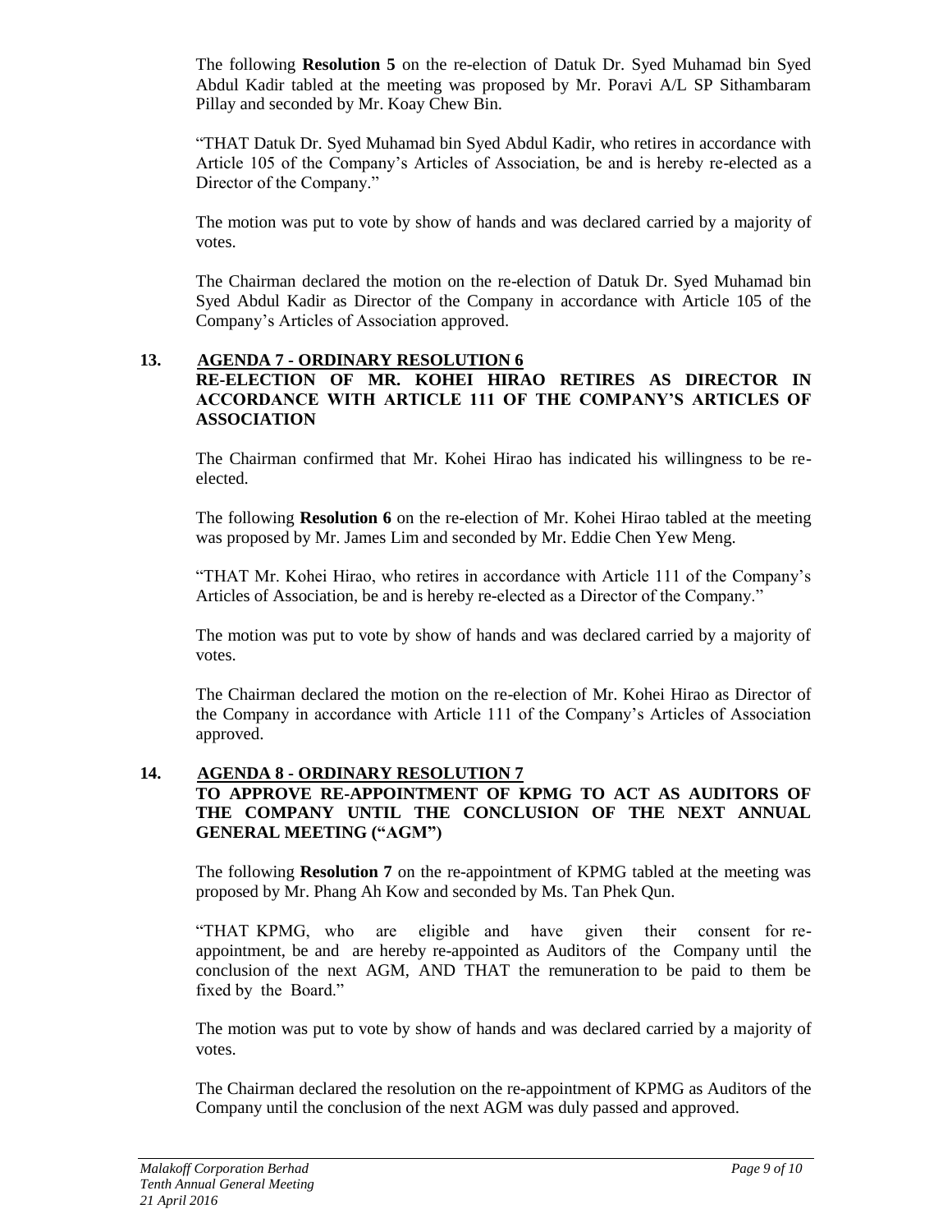The following **Resolution 5** on the re-election of Datuk Dr. Syed Muhamad bin Syed Abdul Kadir tabled at the meeting was proposed by Mr. Poravi A/L SP Sithambaram Pillay and seconded by Mr. Koay Chew Bin.

"THAT Datuk Dr. Syed Muhamad bin Syed Abdul Kadir, who retires in accordance with Article 105 of the Company's Articles of Association, be and is hereby re-elected as a Director of the Company."

The motion was put to vote by show of hands and was declared carried by a majority of votes.

The Chairman declared the motion on the re-election of Datuk Dr. Syed Muhamad bin Syed Abdul Kadir as Director of the Company in accordance with Article 105 of the Company's Articles of Association approved.

## 13. AGENDA 7 - ORDINARY RESOLUTION 6
**RE-ELECTION OF MR. KOHEI HIRAO RETIRES AS DIRECTOR IN ACCORDANCE WITH ARTICLE 111 OF THE COMPANY'S ARTICLES OF ASSOCIATION**

The Chairman confirmed that Mr. Kohei Hirao has indicated his willingness to be re-elected.

The following **Resolution 6** on the re-election of Mr. Kohei Hirao tabled at the meeting was proposed by Mr. James Lim and seconded by Mr. Eddie Chen Yew Meng.

"THAT Mr. Kohei Hirao, who retires in accordance with Article 111 of the Company's Articles of Association, be and is hereby re-elected as a Director of the Company."

The motion was put to vote by show of hands and was declared carried by a majority of votes.

The Chairman declared the motion on the re-election of Mr. Kohei Hirao as Director of the Company in accordance with Article 111 of the Company's Articles of Association approved.

## 14. AGENDA 8 - ORDINARY RESOLUTION 7
**TO APPROVE RE-APPOINTMENT OF KPMG TO ACT AS AUDITORS OF THE COMPANY UNTIL THE CONCLUSION OF THE NEXT ANNUAL GENERAL MEETING ("AGM")**

The following **Resolution 7** on the re-appointment of KPMG tabled at the meeting was proposed by Mr. Phang Ah Kow and seconded by Ms. Tan Phek Qun.

"THAT KPMG, who are eligible and have given their consent for re-appointment, be and are hereby re-appointed as Auditors of the Company until the conclusion of the next AGM, AND THAT the remuneration to be paid to them be fixed by the Board."

The motion was put to vote by show of hands and was declared carried by a majority of votes.

The Chairman declared the resolution on the re-appointment of KPMG as Auditors of the Company until the conclusion of the next AGM was duly passed and approved.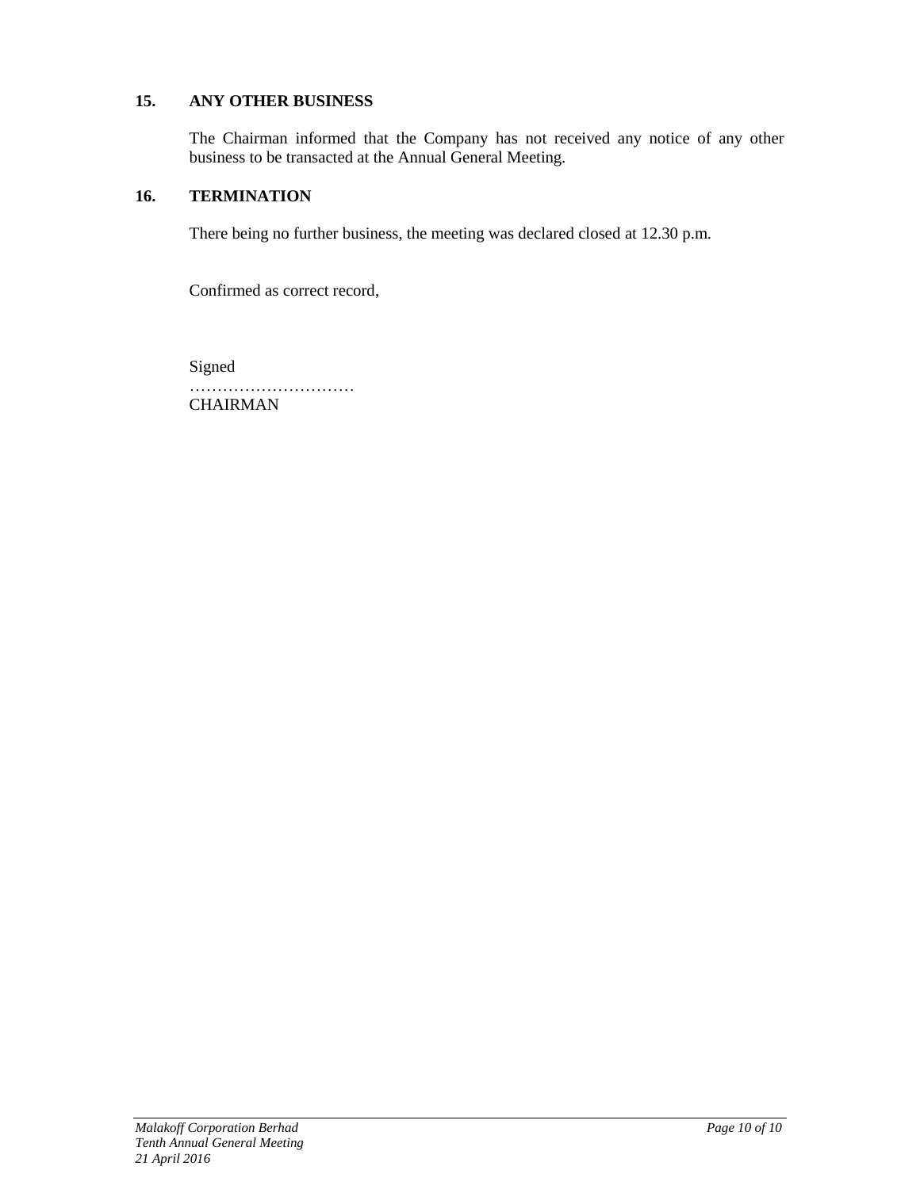## 15. ANY OTHER BUSINESS

The Chairman informed that the Company has not received any notice of any other business to be transacted at the Annual General Meeting.

## 16. TERMINATION

There being no further business, the meeting was declared closed at 12.30 p.m.

Confirmed as correct record,

Signed
…………………………
CHAIRMAN